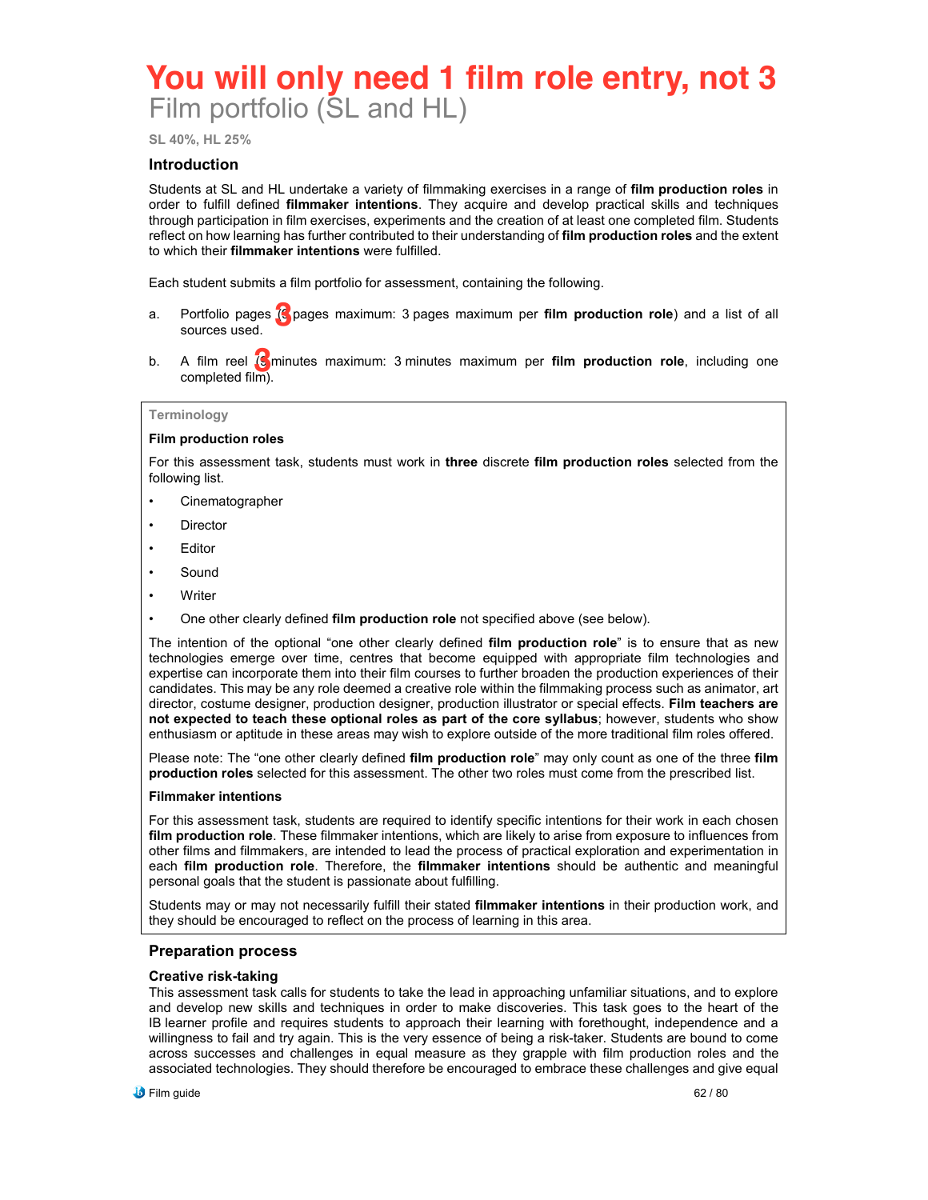# You will only need 1 film role entry, not 3

# Film portfolio (SL and HL)

**SL 40%, HL 25%**

## Introduction

Students at SL and HL undertake a variety of filmmaking exercises in a range of **film production roles** in order to fulfill defined **filmmaker intentions**. They acquire and develop practical skills and techniques through participation in film exercises, experiments and the creation of at least one completed film. Students reflect on how learning has further contributed to their understanding of **film production roles** and the extent to which their **filmmaker intentions** were fulfilled.

Each student submits a film portfolio for assessment, containing the following.

a. Portfolio pages (3 pages maximum: 3 pages maximum per **film production role**) and a list of all sources used.

b. A film reel (3 minutes maximum: 3 minutes maximum per **film production role**, including one completed film).

> **Terminology**
>
> **Film production roles**
>
> For this assessment task, students must work in **three** discrete **film production roles** selected from the following list.
>
> - Cinematographer
> - Director
> - Editor
> - Sound
> - Writer
> - One other clearly defined **film production role** not specified above (see below).
>
> The intention of the optional "one other clearly defined **film production role**" is to ensure that as new technologies emerge over time, centres that become equipped with appropriate film technologies and expertise can incorporate them into their film courses to further broaden the production experiences of their candidates. This may be any role deemed a creative role within the filmmaking process such as animator, art director, costume designer, production designer, production illustrator or special effects. **Film teachers are not expected to teach these optional roles as part of the core syllabus**; however, students who show enthusiasm or aptitude in these areas may wish to explore outside of the more traditional film roles offered.
>
> Please note: The "one other clearly defined **film production role**" may only count as one of the three **film production roles** selected for this assessment. The other two roles must come from the prescribed list.
>
> **Filmmaker intentions**
>
> For this assessment task, students are required to identify specific intentions for their work in each chosen **film production role**. These filmmaker intentions, which are likely to arise from exposure to influences from other films and filmmakers, are intended to lead the process of practical exploration and experimentation in each **film production role**. Therefore, the **filmmaker intentions** should be authentic and meaningful personal goals that the student is passionate about fulfilling.
>
> Students may or may not necessarily fulfill their stated **filmmaker intentions** in their production work, and they should be encouraged to reflect on the process of learning in this area.

## Preparation process

### Creative risk-taking

This assessment task calls for students to take the lead in approaching unfamiliar situations, and to explore and develop new skills and techniques in order to make discoveries. This task goes to the heart of the IB learner profile and requires students to approach their learning with forethought, independence and a willingness to fail and try again. This is the very essence of being a risk-taker. Students are bound to come across successes and challenges in equal measure as they grapple with film production roles and the associated technologies. They should therefore be encouraged to embrace these challenges and give equal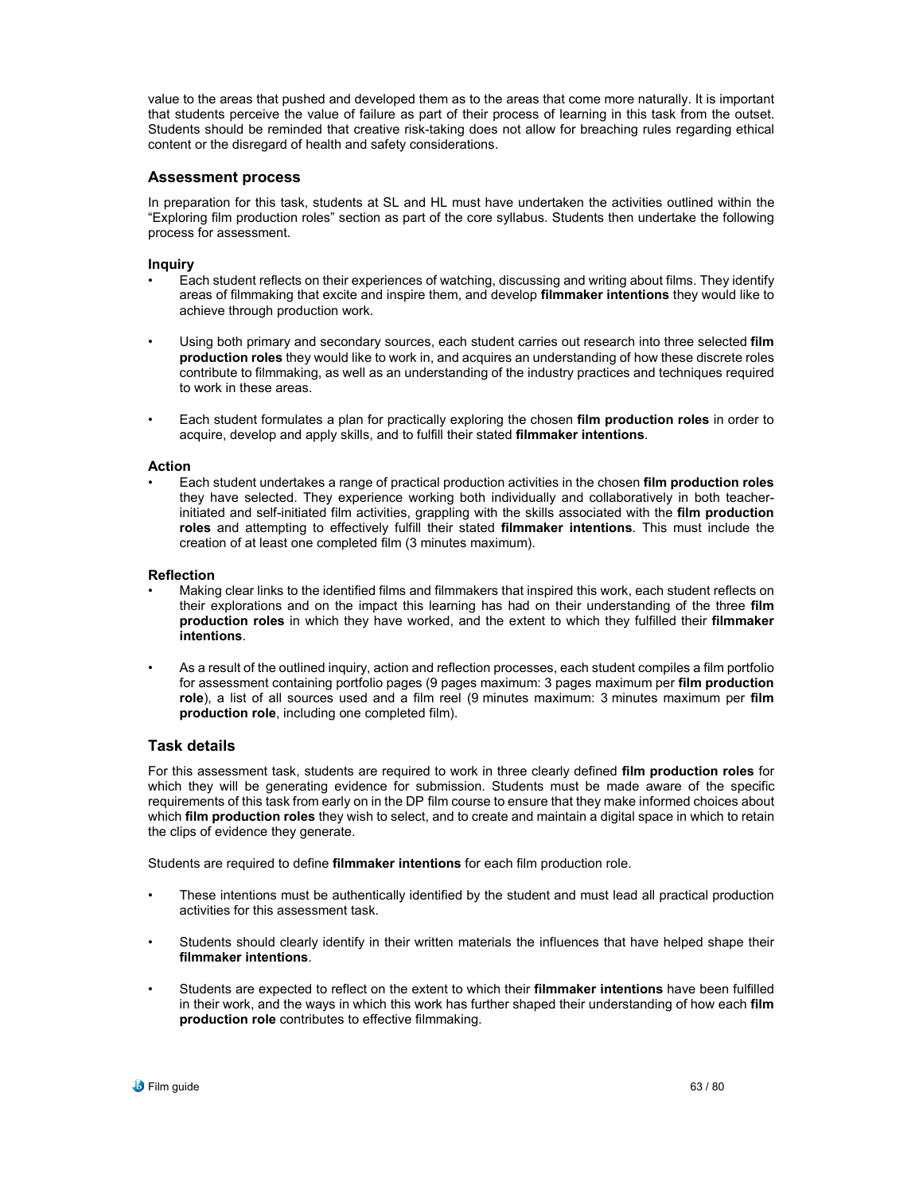value to the areas that pushed and developed them as to the areas that come more naturally. It is important that students perceive the value of failure as part of their process of learning in this task from the outset. Students should be reminded that creative risk-taking does not allow for breaching rules regarding ethical content or the disregard of health and safety considerations.

## Assessment process

In preparation for this task, students at SL and HL must have undertaken the activities outlined within the "Exploring film production roles" section as part of the core syllabus. Students then undertake the following process for assessment.

### Inquiry

- Each student reflects on their experiences of watching, discussing and writing about films. They identify areas of filmmaking that excite and inspire them, and develop **filmmaker intentions** they would like to achieve through production work.
- Using both primary and secondary sources, each student carries out research into three selected **film production roles** they would like to work in, and acquires an understanding of how these discrete roles contribute to filmmaking, as well as an understanding of the industry practices and techniques required to work in these areas.
- Each student formulates a plan for practically exploring the chosen **film production roles** in order to acquire, develop and apply skills, and to fulfill their stated **filmmaker intentions**.

### Action

- Each student undertakes a range of practical production activities in the chosen **film production roles** they have selected. They experience working both individually and collaboratively in both teacher-initiated and self-initiated film activities, grappling with the skills associated with the **film production roles** and attempting to effectively fulfill their stated **filmmaker intentions**. This must include the creation of at least one completed film (3 minutes maximum).

### Reflection

- Making clear links to the identified films and filmmakers that inspired this work, each student reflects on their explorations and on the impact this learning has had on their understanding of the three **film production roles** in which they have worked, and the extent to which they fulfilled their **filmmaker intentions**.
- As a result of the outlined inquiry, action and reflection processes, each student compiles a film portfolio for assessment containing portfolio pages (9 pages maximum: 3 pages maximum per **film production role**), a list of all sources used and a film reel (9 minutes maximum: 3 minutes maximum per **film production role**, including one completed film).

## Task details

For this assessment task, students are required to work in three clearly defined **film production roles** for which they will be generating evidence for submission. Students must be made aware of the specific requirements of this task from early on in the DP film course to ensure that they make informed choices about which **film production roles** they wish to select, and to create and maintain a digital space in which to retain the clips of evidence they generate.

Students are required to define **filmmaker intentions** for each film production role.

- These intentions must be authentically identified by the student and must lead all practical production activities for this assessment task.
- Students should clearly identify in their written materials the influences that have helped shape their **filmmaker intentions**.
- Students are expected to reflect on the extent to which their **filmmaker intentions** have been fulfilled in their work, and the ways in which this work has further shaped their understanding of how each **film production role** contributes to effective filmmaking.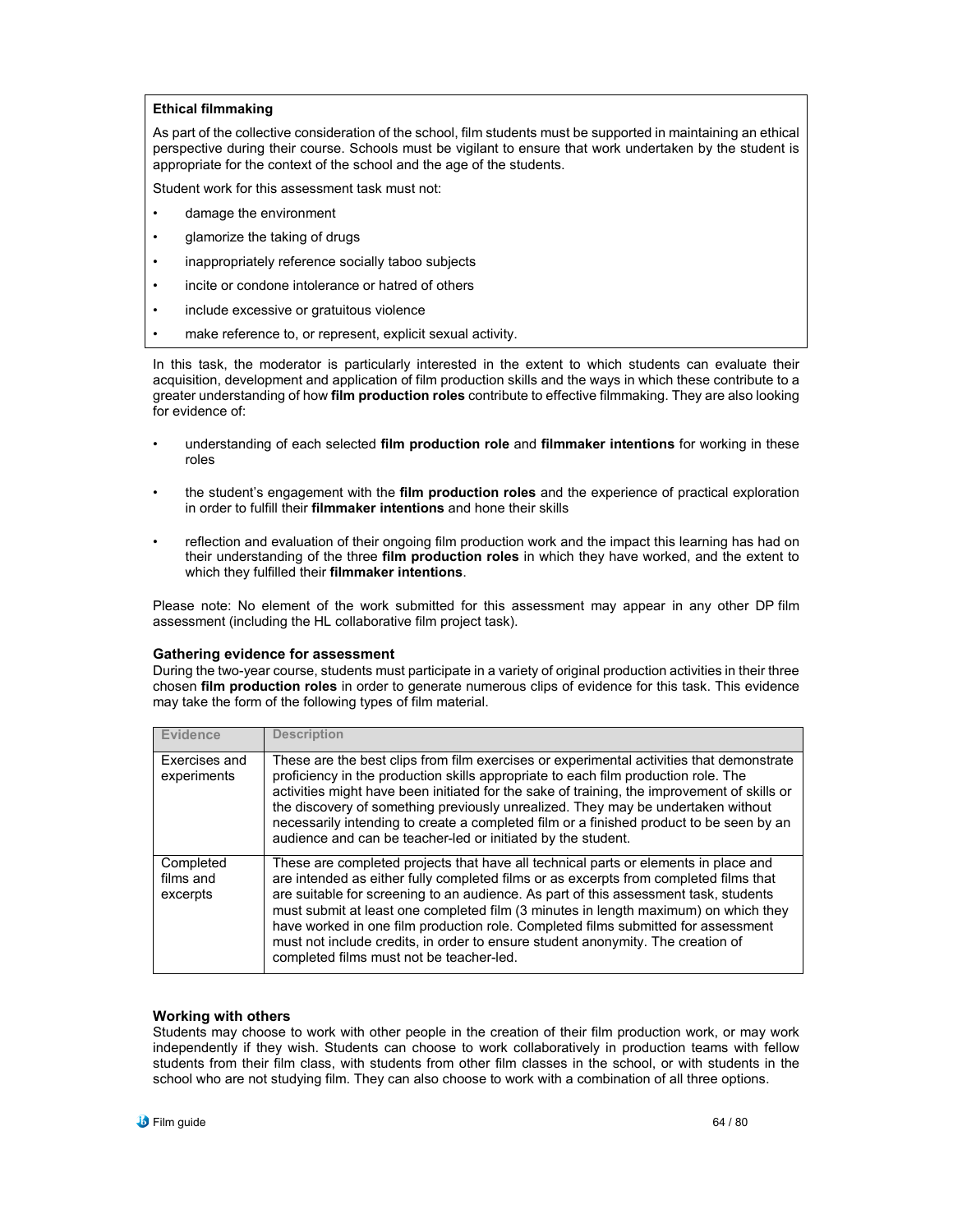**Ethical filmmaking**

As part of the collective consideration of the school, film students must be supported in maintaining an ethical perspective during their course. Schools must be vigilant to ensure that work undertaken by the student is appropriate for the context of the school and the age of the students.

Student work for this assessment task must not:

- damage the environment
- glamorize the taking of drugs
- inappropriately reference socially taboo subjects
- incite or condone intolerance or hatred of others
- include excessive or gratuitous violence
- make reference to, or represent, explicit sexual activity.

In this task, the moderator is particularly interested in the extent to which students can evaluate their acquisition, development and application of film production skills and the ways in which these contribute to a greater understanding of how **film production roles** contribute to effective filmmaking. They are also looking for evidence of:

- understanding of each selected **film production role** and **filmmaker intentions** for working in these roles
- the student's engagement with the **film production roles** and the experience of practical exploration in order to fulfill their **filmmaker intentions** and hone their skills
- reflection and evaluation of their ongoing film production work and the impact this learning has had on their understanding of the three **film production roles** in which they have worked, and the extent to which they fulfilled their **filmmaker intentions**.

Please note: No element of the work submitted for this assessment may appear in any other DP film assessment (including the HL collaborative film project task).

**Gathering evidence for assessment**

During the two-year course, students must participate in a variety of original production activities in their three chosen **film production roles** in order to generate numerous clips of evidence for this task. This evidence may take the form of the following types of film material.

| Evidence | Description |
|---|---|
| Exercises and experiments | These are the best clips from film exercises or experimental activities that demonstrate proficiency in the production skills appropriate to each film production role. The activities might have been initiated for the sake of training, the improvement of skills or the discovery of something previously unrealized. They may be undertaken without necessarily intending to create a completed film or a finished product to be seen by an audience and can be teacher-led or initiated by the student. |
| Completed films and excerpts | These are completed projects that have all technical parts or elements in place and are intended as either fully completed films or as excerpts from completed films that are suitable for screening to an audience. As part of this assessment task, students must submit at least one completed film (3 minutes in length maximum) on which they have worked in one film production role. Completed films submitted for assessment must not include credits, in order to ensure student anonymity. The creation of completed films must not be teacher-led. |

**Working with others**

Students may choose to work with other people in the creation of their film production work, or may work independently if they wish. Students can choose to work collaboratively in production teams with fellow students from their film class, with students from other film classes in the school, or with students in the school who are not studying film. They can also choose to work with a combination of all three options.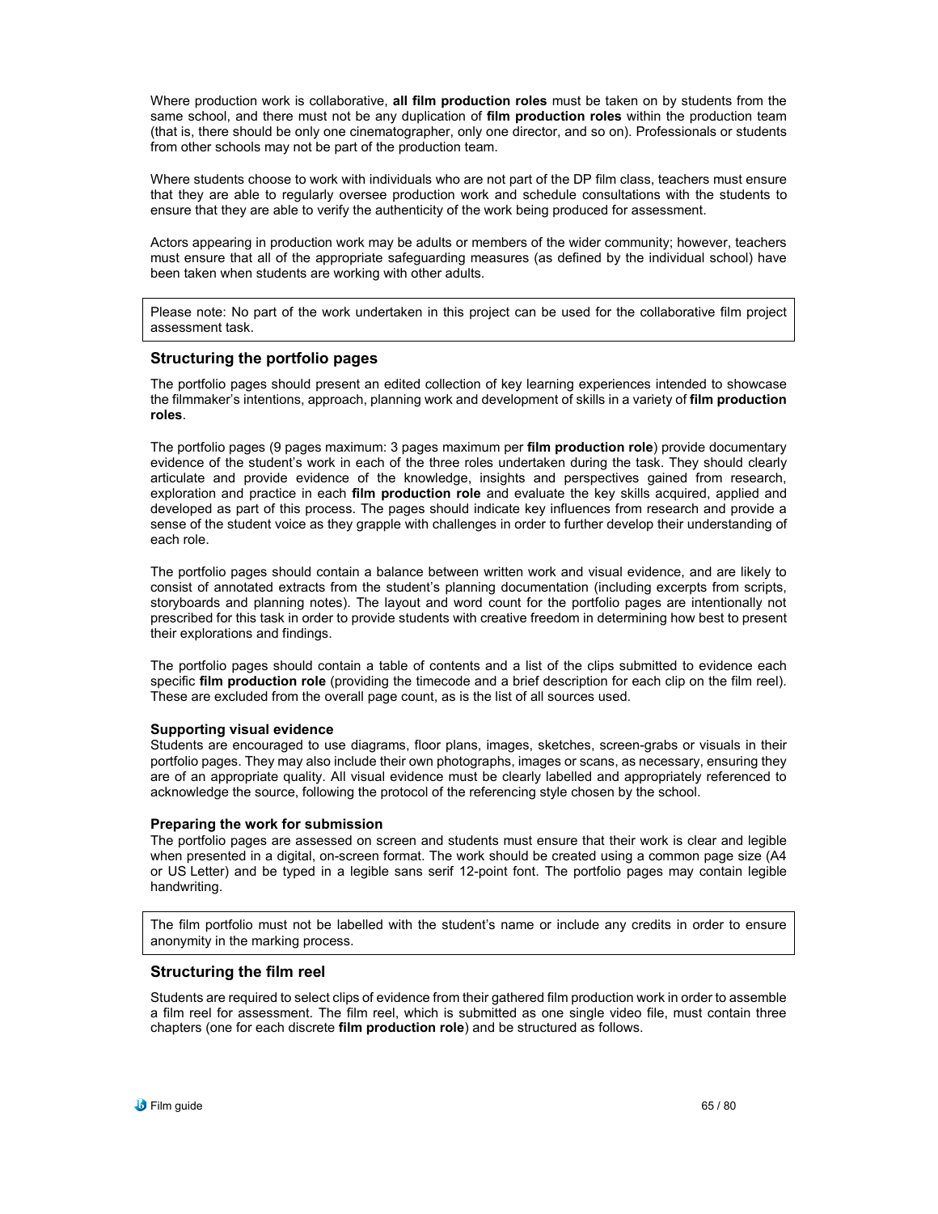Where production work is collaborative, **all film production roles** must be taken on by students from the same school, and there must not be any duplication of **film production roles** within the production team (that is, there should be only one cinematographer, only one director, and so on). Professionals or students from other schools may not be part of the production team.

Where students choose to work with individuals who are not part of the DP film class, teachers must ensure that they are able to regularly oversee production work and schedule consultations with the students to ensure that they are able to verify the authenticity of the work being produced for assessment.

Actors appearing in production work may be adults or members of the wider community; however, teachers must ensure that all of the appropriate safeguarding measures (as defined by the individual school) have been taken when students are working with other adults.

> Please note: No part of the work undertaken in this project can be used for the collaborative film project assessment task.

## Structuring the portfolio pages

The portfolio pages should present an edited collection of key learning experiences intended to showcase the filmmaker's intentions, approach, planning work and development of skills in a variety of **film production roles**.

The portfolio pages (9 pages maximum: 3 pages maximum per **film production role**) provide documentary evidence of the student's work in each of the three roles undertaken during the task. They should clearly articulate and provide evidence of the knowledge, insights and perspectives gained from research, exploration and practice in each **film production role** and evaluate the key skills acquired, applied and developed as part of this process. The pages should indicate key influences from research and provide a sense of the student voice as they grapple with challenges in order to further develop their understanding of each role.

The portfolio pages should contain a balance between written work and visual evidence, and are likely to consist of annotated extracts from the student's planning documentation (including excerpts from scripts, storyboards and planning notes). The layout and word count for the portfolio pages are intentionally not prescribed for this task in order to provide students with creative freedom in determining how best to present their explorations and findings.

The portfolio pages should contain a table of contents and a list of the clips submitted to evidence each specific **film production role** (providing the timecode and a brief description for each clip on the film reel). These are excluded from the overall page count, as is the list of all sources used.

#### Supporting visual evidence

Students are encouraged to use diagrams, floor plans, images, sketches, screen-grabs or visuals in their portfolio pages. They may also include their own photographs, images or scans, as necessary, ensuring they are of an appropriate quality. All visual evidence must be clearly labelled and appropriately referenced to acknowledge the source, following the protocol of the referencing style chosen by the school.

#### Preparing the work for submission

The portfolio pages are assessed on screen and students must ensure that their work is clear and legible when presented in a digital, on-screen format. The work should be created using a common page size (A4 or US Letter) and be typed in a legible sans serif 12-point font. The portfolio pages may contain legible handwriting.

> The film portfolio must not be labelled with the student's name or include any credits in order to ensure anonymity in the marking process.

## Structuring the film reel

Students are required to select clips of evidence from their gathered film production work in order to assemble a film reel for assessment. The film reel, which is submitted as one single video file, must contain three chapters (one for each discrete **film production role**) and be structured as follows.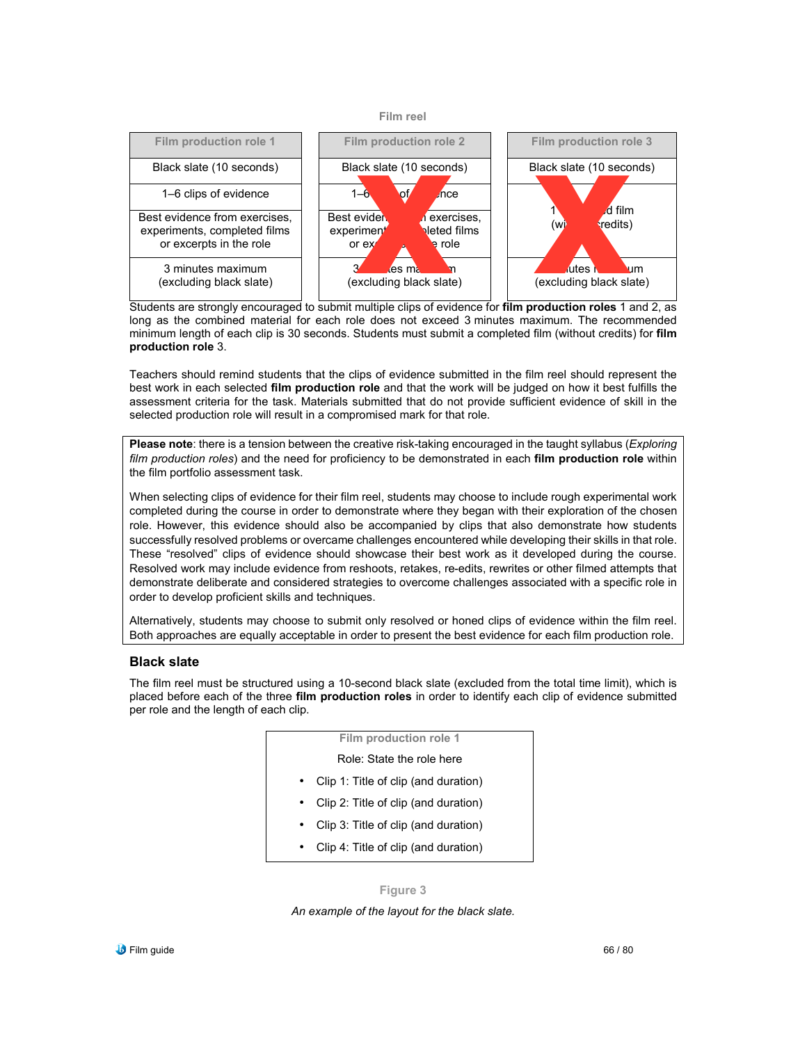Film reel

| Film production role 1 | Film production role 2 | Film production role 3 |
|---|---|---|
| Black slate (10 seconds) | Black slate (10 seconds) | Black slate (10 seconds) |
| 1–6 clips of evidence | 1–6 clips of evidence | 1 completed film (without credits) |
| Best evidence from exercises, experiments, completed films or excerpts in the role | Best evidence from exercises, experiments, completed films or excerpts in the role | |
| 3 minutes maximum (excluding black slate) | 3 minutes maximum (excluding black slate) | 7 minutes maximum (excluding black slate) |

Students are strongly encouraged to submit multiple clips of evidence for **film production roles** 1 and 2, as long as the combined material for each role does not exceed 3 minutes maximum. The recommended minimum length of each clip is 30 seconds. Students must submit a completed film (without credits) for **film production role** 3.

Teachers should remind students that the clips of evidence submitted in the film reel should represent the best work in each selected **film production role** and that the work will be judged on how it best fulfills the assessment criteria for the task. Materials submitted that do not provide sufficient evidence of skill in the selected production role will result in a compromised mark for that role.

> **Please note**: there is a tension between the creative risk-taking encouraged in the taught syllabus (*Exploring film production roles*) and the need for proficiency to be demonstrated in each **film production role** within the film portfolio assessment task.
>
> When selecting clips of evidence for their film reel, students may choose to include rough experimental work completed during the course in order to demonstrate where they began with their exploration of the chosen role. However, this evidence should also be accompanied by clips that also demonstrate how students successfully resolved problems or overcame challenges encountered while developing their skills in that role. These "resolved" clips of evidence should showcase their best work as it developed during the course. Resolved work may include evidence from reshoots, retakes, re-edits, rewrites or other filmed attempts that demonstrate deliberate and considered strategies to overcome challenges associated with a specific role in order to develop proficient skills and techniques.
>
> Alternatively, students may choose to submit only resolved or honed clips of evidence within the film reel. Both approaches are equally acceptable in order to present the best evidence for each film production role.

## Black slate

The film reel must be structured using a 10-second black slate (excluded from the total time limit), which is placed before each of the three **film production roles** in order to identify each clip of evidence submitted per role and the length of each clip.

| Film production role 1 |
|---|
| Role: State the role here |
| • Clip 1: Title of clip (and duration) |
| • Clip 2: Title of clip (and duration) |
| • Clip 3: Title of clip (and duration) |
| • Clip 4: Title of clip (and duration) |

Figure 3

*An example of the layout for the black slate.*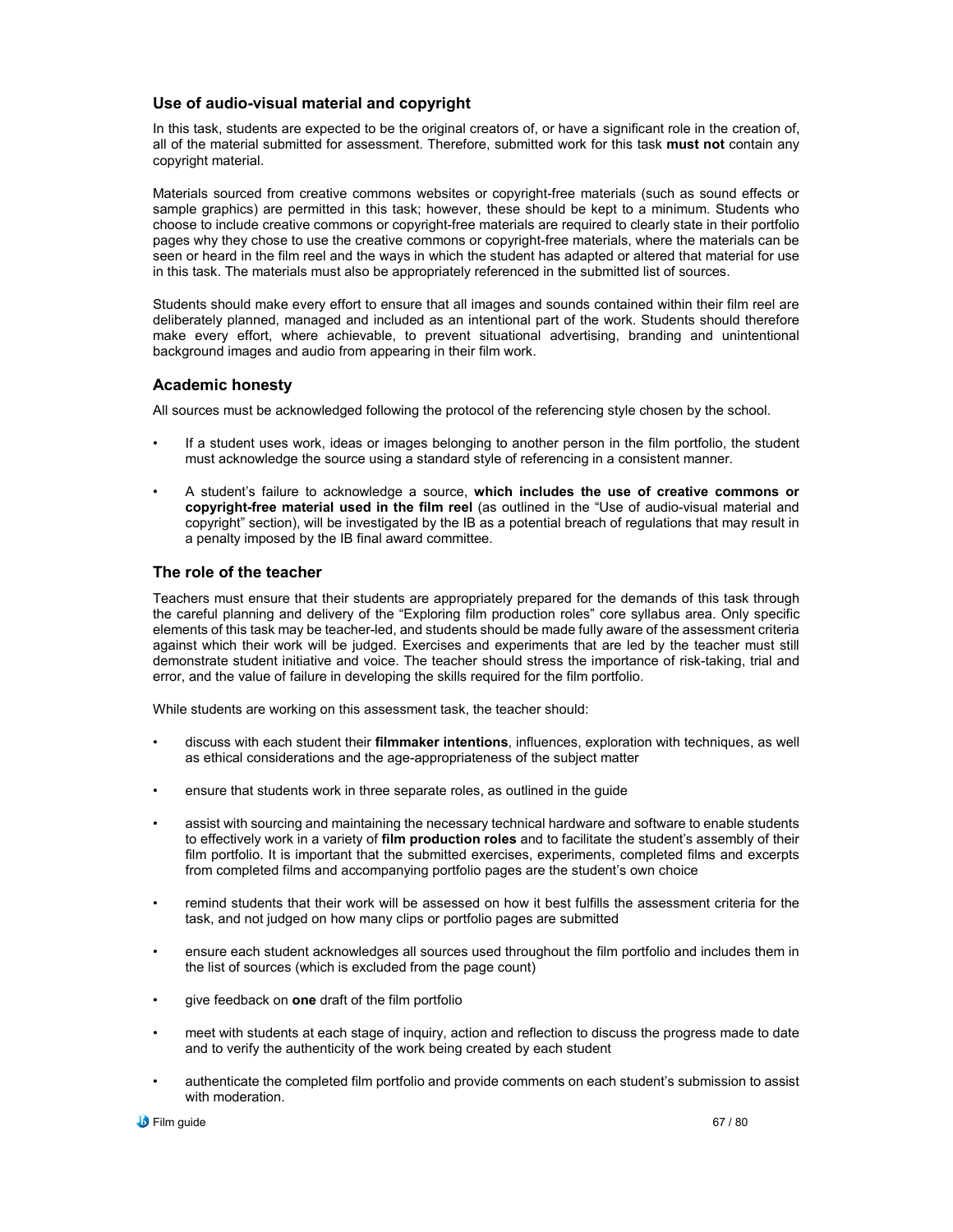### Use of audio-visual material and copyright

In this task, students are expected to be the original creators of, or have a significant role in the creation of, all of the material submitted for assessment. Therefore, submitted work for this task **must not** contain any copyright material.

Materials sourced from creative commons websites or copyright-free materials (such as sound effects or sample graphics) are permitted in this task; however, these should be kept to a minimum. Students who choose to include creative commons or copyright-free materials are required to clearly state in their portfolio pages why they chose to use the creative commons or copyright-free materials, where the materials can be seen or heard in the film reel and the ways in which the student has adapted or altered that material for use in this task. The materials must also be appropriately referenced in the submitted list of sources.

Students should make every effort to ensure that all images and sounds contained within their film reel are deliberately planned, managed and included as an intentional part of the work. Students should therefore make every effort, where achievable, to prevent situational advertising, branding and unintentional background images and audio from appearing in their film work.

### Academic honesty

All sources must be acknowledged following the protocol of the referencing style chosen by the school.

- If a student uses work, ideas or images belonging to another person in the film portfolio, the student must acknowledge the source using a standard style of referencing in a consistent manner.
- A student's failure to acknowledge a source, **which includes the use of creative commons or copyright-free material used in the film reel** (as outlined in the "Use of audio-visual material and copyright" section), will be investigated by the IB as a potential breach of regulations that may result in a penalty imposed by the IB final award committee.

### The role of the teacher

Teachers must ensure that their students are appropriately prepared for the demands of this task through the careful planning and delivery of the "Exploring film production roles" core syllabus area. Only specific elements of this task may be teacher-led, and students should be made fully aware of the assessment criteria against which their work will be judged. Exercises and experiments that are led by the teacher must still demonstrate student initiative and voice. The teacher should stress the importance of risk-taking, trial and error, and the value of failure in developing the skills required for the film portfolio.

While students are working on this assessment task, the teacher should:

- discuss with each student their **filmmaker intentions**, influences, exploration with techniques, as well as ethical considerations and the age-appropriateness of the subject matter
- ensure that students work in three separate roles, as outlined in the guide
- assist with sourcing and maintaining the necessary technical hardware and software to enable students to effectively work in a variety of **film production roles** and to facilitate the student's assembly of their film portfolio. It is important that the submitted exercises, experiments, completed films and excerpts from completed films and accompanying portfolio pages are the student's own choice
- remind students that their work will be assessed on how it best fulfills the assessment criteria for the task, and not judged on how many clips or portfolio pages are submitted
- ensure each student acknowledges all sources used throughout the film portfolio and includes them in the list of sources (which is excluded from the page count)
- give feedback on **one** draft of the film portfolio
- meet with students at each stage of inquiry, action and reflection to discuss the progress made to date and to verify the authenticity of the work being created by each student
- authenticate the completed film portfolio and provide comments on each student's submission to assist with moderation.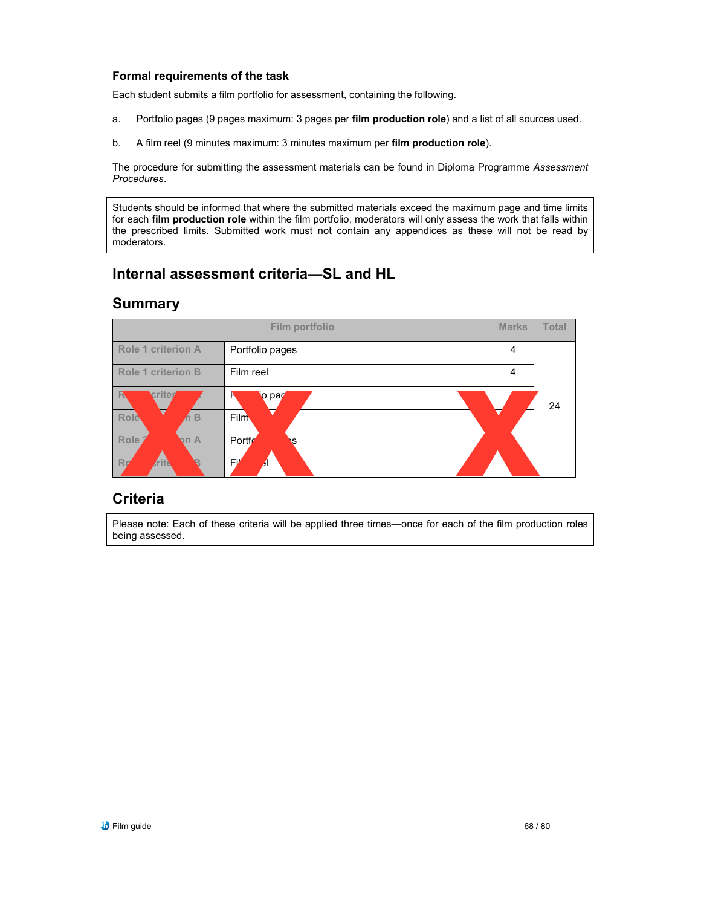### Formal requirements of the task

Each student submits a film portfolio for assessment, containing the following.

a. Portfolio pages (9 pages maximum: 3 pages per **film production role**) and a list of all sources used.

b. A film reel (9 minutes maximum: 3 minutes maximum per **film production role**).

The procedure for submitting the assessment materials can be found in Diploma Programme *Assessment Procedures*.

> Students should be informed that where the submitted materials exceed the maximum page and time limits for each **film production role** within the film portfolio, moderators will only assess the work that falls within the prescribed limits. Submitted work must not contain any appendices as these will not be read by moderators.

## Internal assessment criteria—SL and HL

## Summary

| Film portfolio | | Marks | Total |
|---|---|---|---|
| Role 1 criterion A | Portfolio pages | 4 | |
| Role 1 criterion B | Film reel | 4 | |
| Role 2 criterion A | Portfolio pages | | 24 |
| Role 2 criterion B | Film reel | | |
| Role 3 criterion A | Portfolio pages | | |
| Role 3 criterion B | Film reel | | |

## Criteria

> Please note: Each of these criteria will be applied three times—once for each of the film production roles being assessed.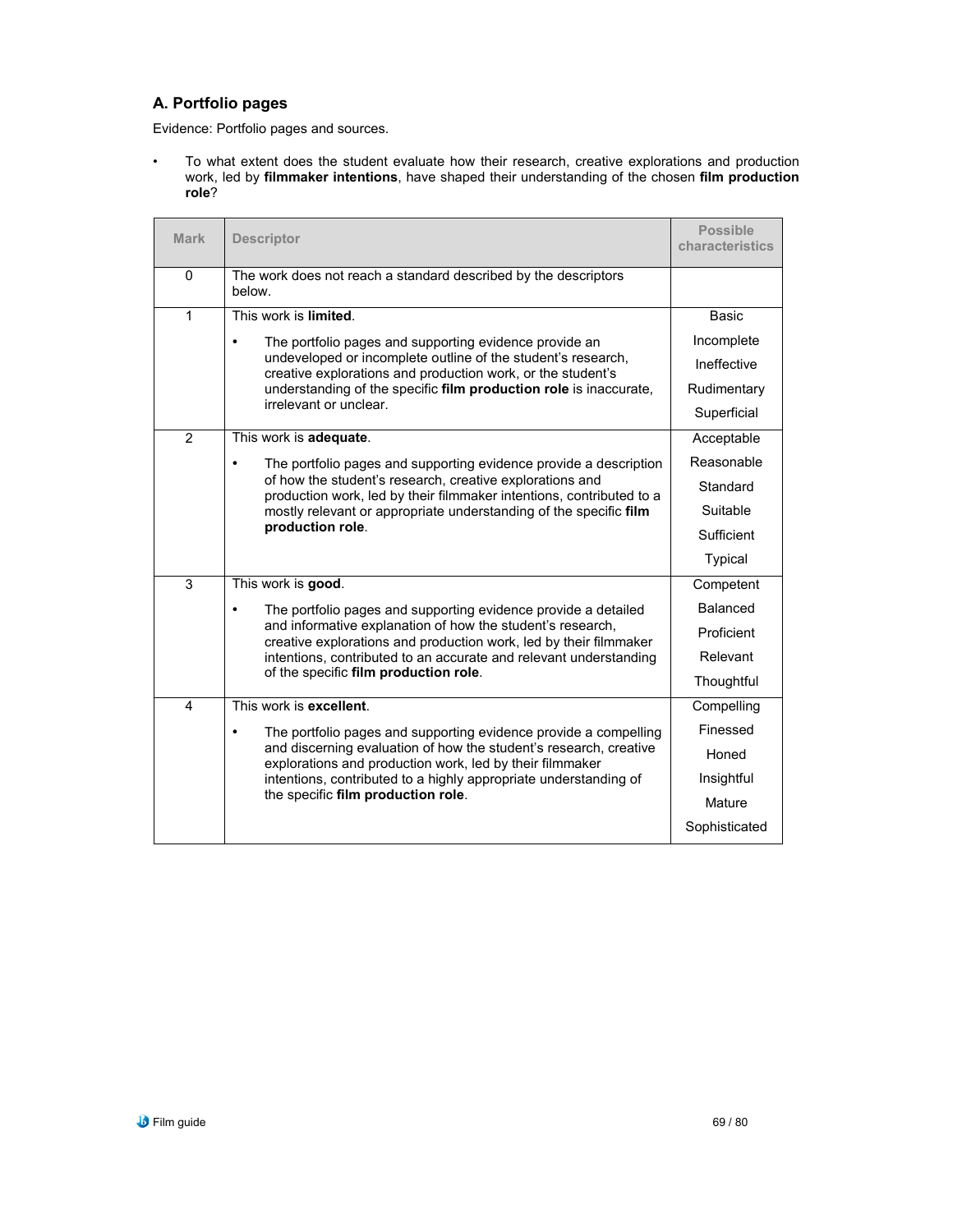## A. Portfolio pages

Evidence: Portfolio pages and sources.

- To what extent does the student evaluate how their research, creative explorations and production work, led by **filmmaker intentions**, have shaped their understanding of the chosen **film production role**?

| Mark | Descriptor | Possible characteristics |
|---|---|---|
| 0 | The work does not reach a standard described by the descriptors below. | |
| 1 | This work is **limited**.<br>• The portfolio pages and supporting evidence provide an undeveloped or incomplete outline of the student's research, creative explorations and production work, or the student's understanding of the specific **film production role** is inaccurate, irrelevant or unclear. | Basic<br>Incomplete<br>Ineffective<br>Rudimentary<br>Superficial |
| 2 | This work is **adequate**.<br>• The portfolio pages and supporting evidence provide a description of how the student's research, creative explorations and production work, led by their filmmaker intentions, contributed to a mostly relevant or appropriate understanding of the specific **film production role**. | Acceptable<br>Reasonable<br>Standard<br>Suitable<br>Sufficient<br>Typical |
| 3 | This work is **good**.<br>• The portfolio pages and supporting evidence provide a detailed and informative explanation of how the student's research, creative explorations and production work, led by their filmmaker intentions, contributed to an accurate and relevant understanding of the specific **film production role**. | Competent<br>Balanced<br>Proficient<br>Relevant<br>Thoughtful |
| 4 | This work is **excellent**.<br>• The portfolio pages and supporting evidence provide a compelling and discerning evaluation of how the student's research, creative explorations and production work, led by their filmmaker intentions, contributed to a highly appropriate understanding of the specific **film production role**. | Compelling<br>Finessed<br>Honed<br>Insightful<br>Mature<br>Sophisticated |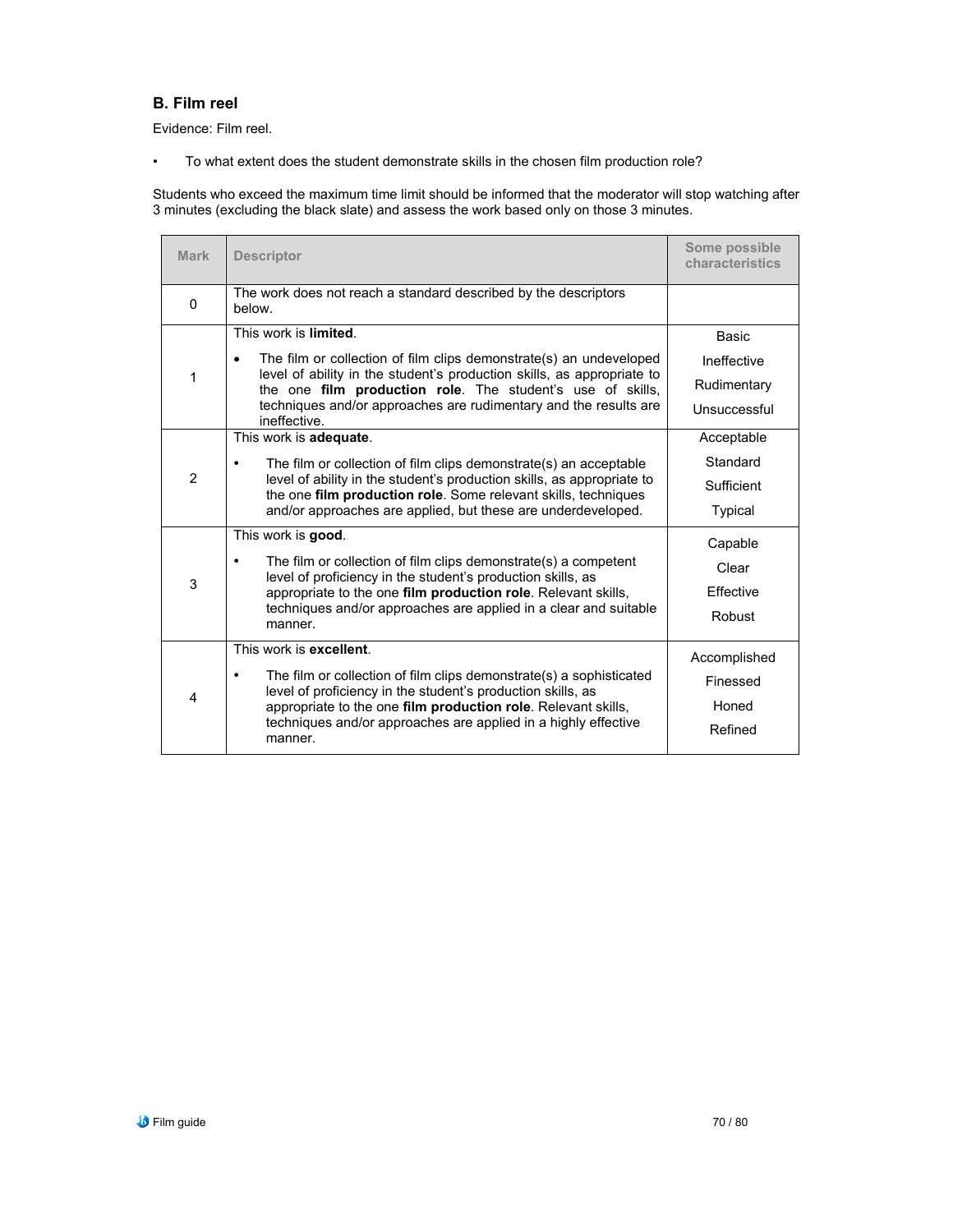## B. Film reel

Evidence: Film reel.

- To what extent does the student demonstrate skills in the chosen film production role?

Students who exceed the maximum time limit should be informed that the moderator will stop watching after 3 minutes (excluding the black slate) and assess the work based only on those 3 minutes.

| Mark | Descriptor | Some possible characteristics |
|---|---|---|
| 0 | The work does not reach a standard described by the descriptors below. | |
| 1 | This work is **limited**.<br>• The film or collection of film clips demonstrate(s) an undeveloped level of ability in the student's production skills, as appropriate to the one **film production role**. The student's use of skills, techniques and/or approaches are rudimentary and the results are ineffective. | Basic<br>Ineffective<br>Rudimentary<br>Unsuccessful |
| 2 | This work is **adequate**.<br>• The film or collection of film clips demonstrate(s) an acceptable level of ability in the student's production skills, as appropriate to the one **film production role**. Some relevant skills, techniques and/or approaches are applied, but these are underdeveloped. | Acceptable<br>Standard<br>Sufficient<br>Typical |
| 3 | This work is **good**.<br>• The film or collection of film clips demonstrate(s) a competent level of proficiency in the student's production skills, as appropriate to the one **film production role**. Relevant skills, techniques and/or approaches are applied in a clear and suitable manner. | Capable<br>Clear<br>Effective<br>Robust |
| 4 | This work is **excellent**.<br>• The film or collection of film clips demonstrate(s) a sophisticated level of proficiency in the student's production skills, as appropriate to the one **film production role**. Relevant skills, techniques and/or approaches are applied in a highly effective manner. | Accomplished<br>Finessed<br>Honed<br>Refined |